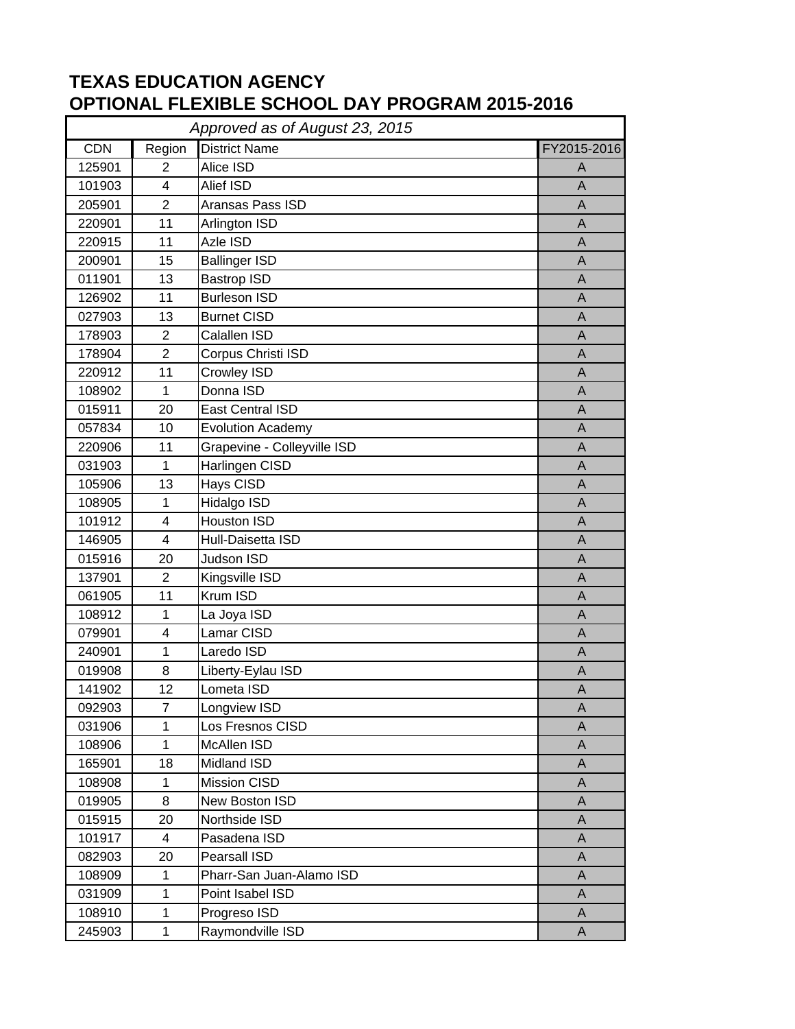# TEXAS EDUCATION AGENCY
# OPTIONAL FLEXIBLE SCHOOL DAY PROGRAM 2015-2016

*Approved as of August 23, 2015*

| CDN | Region | District Name | FY2015-2016 |
|---|---|---|---|
| 125901 | 2 | Alice ISD | A |
| 101903 | 4 | Alief ISD | A |
| 205901 | 2 | Aransas Pass ISD | A |
| 220901 | 11 | Arlington ISD | A |
| 220915 | 11 | Azle ISD | A |
| 200901 | 15 | Ballinger ISD | A |
| 011901 | 13 | Bastrop ISD | A |
| 126902 | 11 | Burleson ISD | A |
| 027903 | 13 | Burnet CISD | A |
| 178903 | 2 | Calallen ISD | A |
| 178904 | 2 | Corpus Christi ISD | A |
| 220912 | 11 | Crowley ISD | A |
| 108902 | 1 | Donna ISD | A |
| 015911 | 20 | East Central ISD | A |
| 057834 | 10 | Evolution Academy | A |
| 220906 | 11 | Grapevine - Colleyville ISD | A |
| 031903 | 1 | Harlingen CISD | A |
| 105906 | 13 | Hays CISD | A |
| 108905 | 1 | Hidalgo ISD | A |
| 101912 | 4 | Houston ISD | A |
| 146905 | 4 | Hull-Daisetta ISD | A |
| 015916 | 20 | Judson ISD | A |
| 137901 | 2 | Kingsville ISD | A |
| 061905 | 11 | Krum ISD | A |
| 108912 | 1 | La Joya ISD | A |
| 079901 | 4 | Lamar CISD | A |
| 240901 | 1 | Laredo ISD | A |
| 019908 | 8 | Liberty-Eylau ISD | A |
| 141902 | 12 | Lometa ISD | A |
| 092903 | 7 | Longview ISD | A |
| 031906 | 1 | Los Fresnos CISD | A |
| 108906 | 1 | McAllen ISD | A |
| 165901 | 18 | Midland ISD | A |
| 108908 | 1 | Mission CISD | A |
| 019905 | 8 | New Boston ISD | A |
| 015915 | 20 | Northside ISD | A |
| 101917 | 4 | Pasadena ISD | A |
| 082903 | 20 | Pearsall ISD | A |
| 108909 | 1 | Pharr-San Juan-Alamo ISD | A |
| 031909 | 1 | Point Isabel ISD | A |
| 108910 | 1 | Progreso ISD | A |
| 245903 | 1 | Raymondville ISD | A |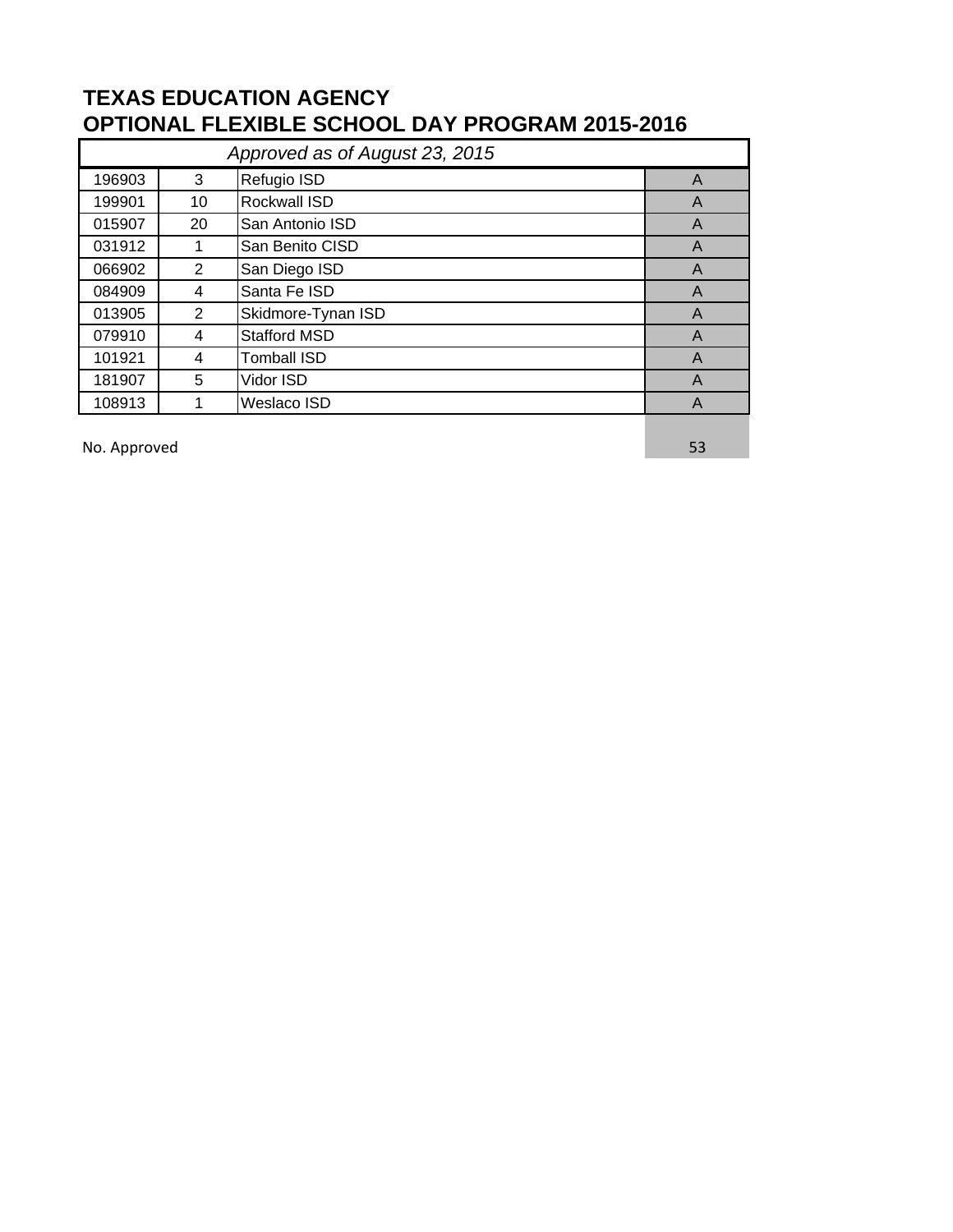**TEXAS EDUCATION AGENCY**
**OPTIONAL FLEXIBLE SCHOOL DAY PROGRAM 2015-2016**

*Approved as of August 23, 2015*

| | | | |
|---|---|---|---|
| 196903 | 3 | Refugio ISD | A |
| 199901 | 10 | Rockwall ISD | A |
| 015907 | 20 | San Antonio ISD | A |
| 031912 | 1 | San Benito CISD | A |
| 066902 | 2 | San Diego ISD | A |
| 084909 | 4 | Santa Fe ISD | A |
| 013905 | 2 | Skidmore-Tynan ISD | A |
| 079910 | 4 | Stafford MSD | A |
| 101921 | 4 | Tomball ISD | A |
| 181907 | 5 | Vidor ISD | A |
| 108913 | 1 | Weslaco ISD | A |

No. Approved: 53